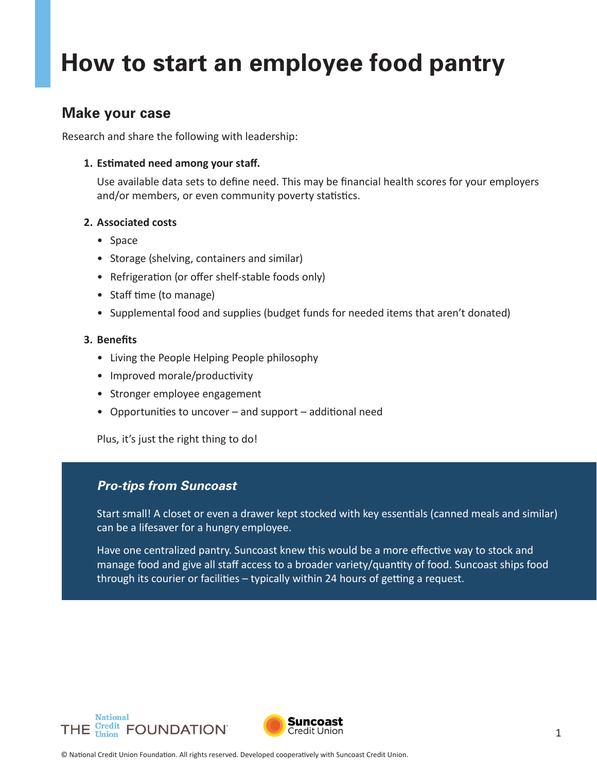# How to start an employee food pantry

## Make your case

Research and share the following with leadership:

1. **Estimated need among your staff.**

   Use available data sets to define need. This may be financial health scores for your employers and/or members, or even community poverty statistics.

2. **Associated costs**
   - Space
   - Storage (shelving, containers and similar)
   - Refrigeration (or offer shelf-stable foods only)
   - Staff time (to manage)
   - Supplemental food and supplies (budget funds for needed items that aren't donated)

3. **Benefits**
   - Living the People Helping People philosophy
   - Improved morale/productivity
   - Stronger employee engagement
   - Opportunities to uncover – and support – additional need

   Plus, it's just the right thing to do!

### *Pro-tips from Suncoast*

Start small! A closet or even a drawer kept stocked with key essentials (canned meals and similar) can be a lifesaver for a hungry employee.

Have one centralized pantry. Suncoast knew this would be a more effective way to stock and manage food and give all staff access to a broader variety/quantity of food. Suncoast ships food through its courier or facilities – typically within 24 hours of getting a request.

THE National Credit Union FOUNDATION

Suncoast Credit Union

© National Credit Union Foundation. All rights reserved. Developed cooperatively with Suncoast Credit Union.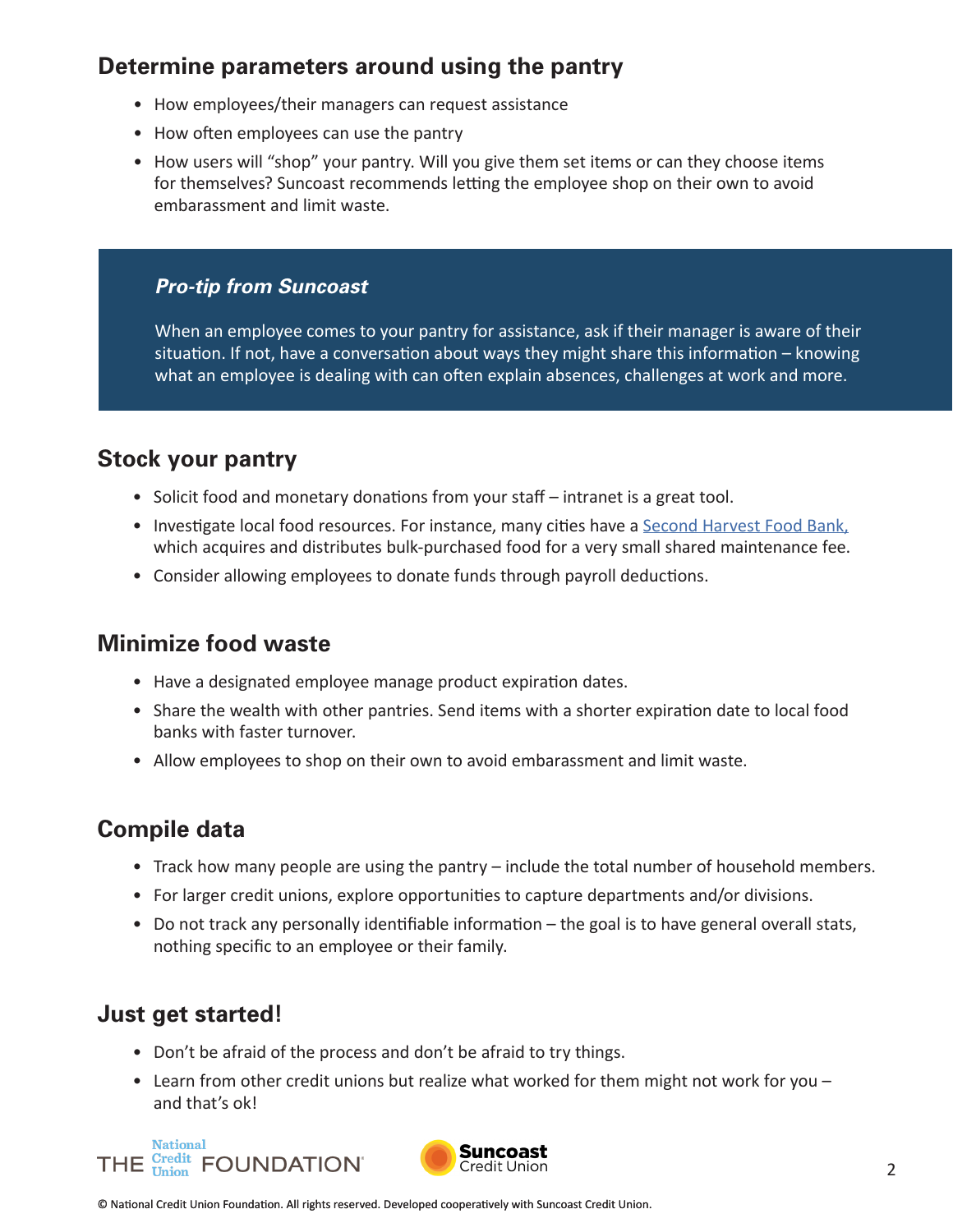## Determine parameters around using the pantry

- How employees/their managers can request assistance
- How often employees can use the pantry
- How users will "shop" your pantry. Will you give them set items or can they choose items for themselves? Suncoast recommends letting the employee shop on their own to avoid embarassment and limit waste.

> ***Pro-tip from Suncoast***
>
> When an employee comes to your pantry for assistance, ask if their manager is aware of their situation. If not, have a conversation about ways they might share this information – knowing what an employee is dealing with can often explain absences, challenges at work and more.

## Stock your pantry

- Solicit food and monetary donations from your staff – intranet is a great tool.
- Investigate local food resources. For instance, many cities have a Second Harvest Food Bank, which acquires and distributes bulk-purchased food for a very small shared maintenance fee.
- Consider allowing employees to donate funds through payroll deductions.

## Minimize food waste

- Have a designated employee manage product expiration dates.
- Share the wealth with other pantries. Send items with a shorter expiration date to local food banks with faster turnover.
- Allow employees to shop on their own to avoid embarassment and limit waste.

## Compile data

- Track how many people are using the pantry – include the total number of household members.
- For larger credit unions, explore opportunities to capture departments and/or divisions.
- Do not track any personally identifiable information – the goal is to have general overall stats, nothing specific to an employee or their family.

## Just get started!

- Don't be afraid of the process and don't be afraid to try things.
- Learn from other credit unions but realize what worked for them might not work for you – and that's ok!

THE National Credit Union FOUNDATION

Suncoast Credit Union

© National Credit Union Foundation. All rights reserved. Developed cooperatively with Suncoast Credit Union.